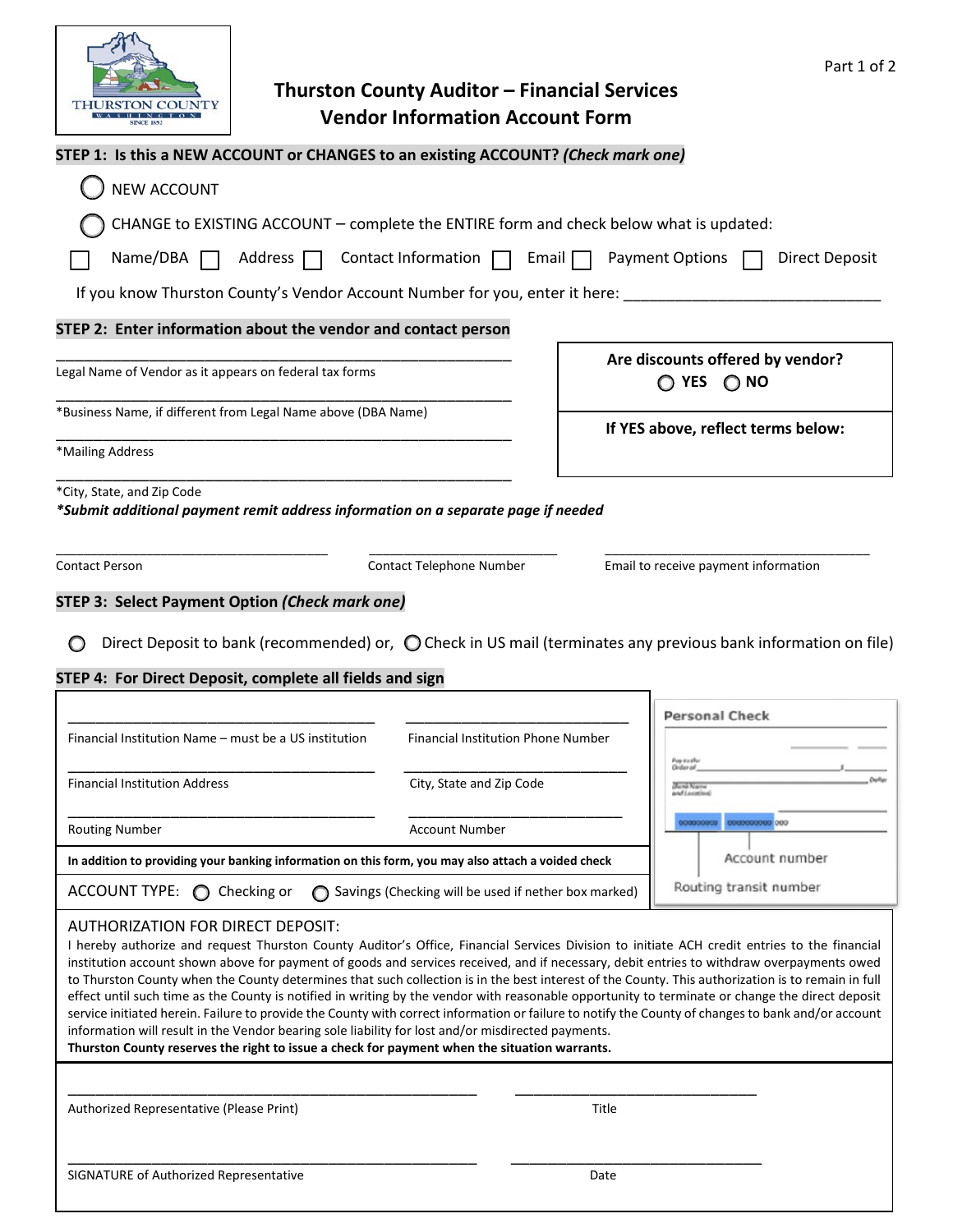# Thurston County Auditor – Financial Services
## Vendor Information Account Form

**STEP 1: Is this a NEW ACCOUNT or CHANGES to an existing ACCOUNT? *(Check mark one)***

◯ NEW ACCOUNT

◯ CHANGE to EXISTING ACCOUNT – complete the ENTIRE form and check below what is updated:

☐ Name/DBA ☐ Address ☐ Contact Information ☐ Email ☐ Payment Options ☐ Direct Deposit

If you know Thurston County's Vendor Account Number for you, enter it here: ______________________________

**STEP 2: Enter information about the vendor and contact person**

______________________________________________________
Legal Name of Vendor as it appears on federal tax forms

______________________________________________________
*Business Name, if different from Legal Name above (DBA Name)

______________________________________________________
*Mailing Address

______________________________________________________
*City, State, and Zip Code

***Submit additional payment remit address information on a separate page if needed***

**Are discounts offered by vendor?** ◯ **YES** ◯ **NO**

**If YES above, reflect terms below:**

____________________________________ ________________________ ___________________________________
Contact Person | Contact Telephone Number | Email to receive payment information

**STEP 3: Select Payment Option *(Check mark one)***

◯ Direct Deposit to bank (recommended) or, ◯ Check in US mail (terminates any previous bank information on file)

**STEP 4: For Direct Deposit, complete all fields and sign**

________________________________________ ______________________________
Financial Institution Name – must be a US institution | Financial Institution Phone Number

________________________________________ ______________________________
Financial Institution Address | City, State and Zip Code

________________________________________ ______________________________
Routing Number | Account Number

**In addition to providing your banking information on this form, you may also attach a voided check**

ACCOUNT TYPE: ◯ Checking or ◯ Savings (Checking will be used if nether box marked)

Personal Check — Account number — Routing transit number

AUTHORIZATION FOR DIRECT DEPOSIT:

I hereby authorize and request Thurston County Auditor's Office, Financial Services Division to initiate ACH credit entries to the financial institution account shown above for payment of goods and services received, and if necessary, debit entries to withdraw overpayments owed to Thurston County when the County determines that such collection is in the best interest of the County. This authorization is to remain in full effect until such time as the County is notified in writing by the vendor with reasonable opportunity to terminate or change the direct deposit service initiated herein. Failure to provide the County with correct information or failure to notify the County of changes to bank and/or account information will result in the Vendor bearing sole liability for lost and/or misdirected payments.

**Thurston County reserves the right to issue a check for payment when the situation warrants.**

______________________________________________________ ________________________________
Authorized Representative (Please Print) | Title

______________________________________________________ ________________________________
SIGNATURE of Authorized Representative | Date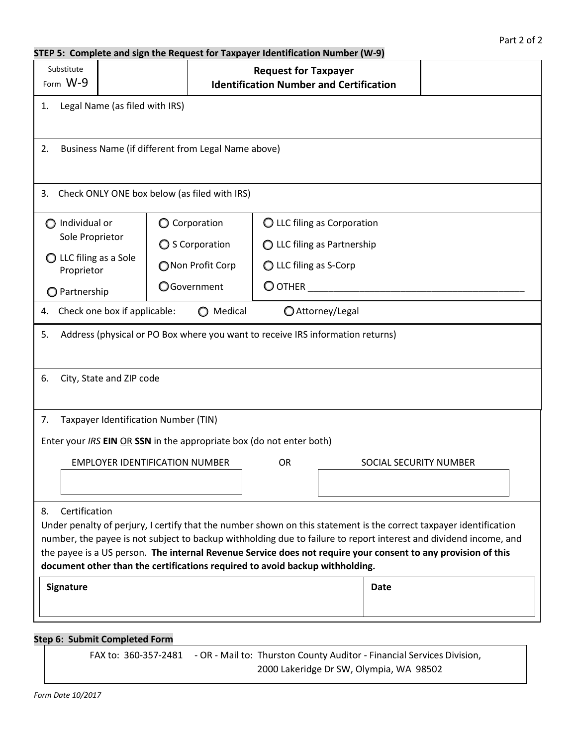**STEP 5: Complete and sign the Request for Taxpayer Identification Number (W-9)**

Substitute Form W-9

## Request for Taxpayer Identification Number and Certification

1. Legal Name (as filed with IRS)

2. Business Name (if different from Legal Name above)

3. Check ONLY ONE box below (as filed with IRS)

| | | |
|---|---|---|
| ◯ Individual or Sole Proprietor | ◯ Corporation | ◯ LLC filing as Corporation |
| ◯ LLC filing as a Sole Proprietor | ◯ S Corporation | ◯ LLC filing as Partnership |
| ◯ Partnership | ◯ Non Profit Corp | ◯ LLC filing as S-Corp |
| | ◯ Government | ◯ OTHER ________________________________ |

4. Check one box if applicable: ◯ Medical ◯ Attorney/Legal

5. Address (physical or PO Box where you want to receive IRS information returns)

6. City, State and ZIP code

7. Taxpayer Identification Number (TIN)

Enter your *IRS* **EIN** OR **SSN** in the appropriate box (do not enter both)

| EMPLOYER IDENTIFICATION NUMBER | OR | SOCIAL SECURITY NUMBER |
|---|---|---|
| | | |

8. Certification

Under penalty of perjury, I certify that the number shown on this statement is the correct taxpayer identification number, the payee is not subject to backup withholding due to failure to report interest and dividend income, and the payee is a US person. **The internal Revenue Service does not require your consent to any provision of this document other than the certifications required to avoid backup withholding.**

| **Signature** | **Date** |
|---|---|
| | |

**Step 6: Submit Completed Form**

FAX to: 360-357-2481 - OR - Mail to: Thurston County Auditor - Financial Services Division, 2000 Lakeridge Dr SW, Olympia, WA 98502

*Form Date 10/2017*